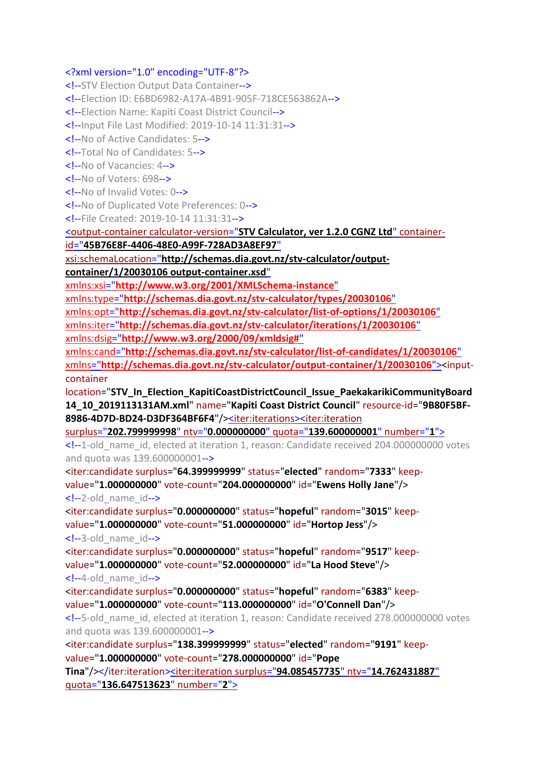```xml
<?xml version="1.0" encoding="UTF-8"?>
<!--STV Election Output Data Container-->
<!--Election ID: E6BD6982-A17A-4B91-905F-718CE563862A-->
<!--Election Name: Kapiti Coast District Council-->
<!--Input File Last Modified: 2019-10-14 11:31:31-->
<!--No of Active Candidates: 5-->
<!--Total No of Candidates: 5-->
<!--No of Vacancies: 4-->
<!--No of Voters: 698-->
<!--No of Invalid Votes: 0-->
<!--No of Duplicated Vote Preferences: 0-->
<!--File Created: 2019-10-14 11:31:31-->
<output-container calculator-version="STV Calculator, ver 1.2.0 CGNZ Ltd" container-id="45B76E8F-4406-48E0-A99F-728AD3A8EF97"
xsi:schemaLocation="http://schemas.dia.govt.nz/stv-calculator/output-container/1/20030106 output-container.xsd"
xmlns:xsi="http://www.w3.org/2001/XMLSchema-instance"
xmlns:type="http://schemas.dia.govt.nz/stv-calculator/types/20030106"
xmlns:opt="http://schemas.dia.govt.nz/stv-calculator/list-of-options/1/20030106"
xmlns:iter="http://schemas.dia.govt.nz/stv-calculator/iterations/1/20030106"
xmlns:dsig="http://www.w3.org/2000/09/xmldsig#"
xmlns:cand="http://schemas.dia.govt.nz/stv-calculator/list-of-candidates/1/20030106"
xmlns="http://schemas.dia.govt.nz/stv-calculator/output-container/1/20030106"><input-container
location="STV_In_Election_KapitiCoastDistrictCouncil_Issue_PaekakarikiCommunityBoard14_10_2019113131AM.xml" name="Kapiti Coast District Council" resource-id="9B80F5BF-8986-4D7D-BD24-D3DF364BF6F4"/><iter:iterations><iter:iteration
surplus="202.799999998" ntv="0.000000000" quota="139.600000001" number="1">
<!--1-old_name_id, elected at iteration 1, reason: Candidate received 204.000000000 votes and quota was 139.600000001-->
<iter:candidate surplus="64.399999999" status="elected" random="7333" keep-value="1.000000000" vote-count="204.000000000" id="Ewens Holly Jane"/>
<!--2-old_name_id-->
<iter:candidate surplus="0.000000000" status="hopeful" random="3015" keep-value="1.000000000" vote-count="51.000000000" id="Hortop Jess"/>
<!--3-old_name_id-->
<iter:candidate surplus="0.000000000" status="hopeful" random="9517" keep-value="1.000000000" vote-count="52.000000000" id="La Hood Steve"/>
<!--4-old_name_id-->
<iter:candidate surplus="0.000000000" status="hopeful" random="6383" keep-value="1.000000000" vote-count="113.000000000" id="O'Connell Dan"/>
<!--5-old_name_id, elected at iteration 1, reason: Candidate received 278.000000000 votes and quota was 139.600000001-->
<iter:candidate surplus="138.399999999" status="elected" random="9191" keep-value="1.000000000" vote-count="278.000000000" id="Pope Tina"/></iter:iteration><iter:iteration surplus="94.085457735" ntv="14.762431887" quota="136.647513623" number="2">
```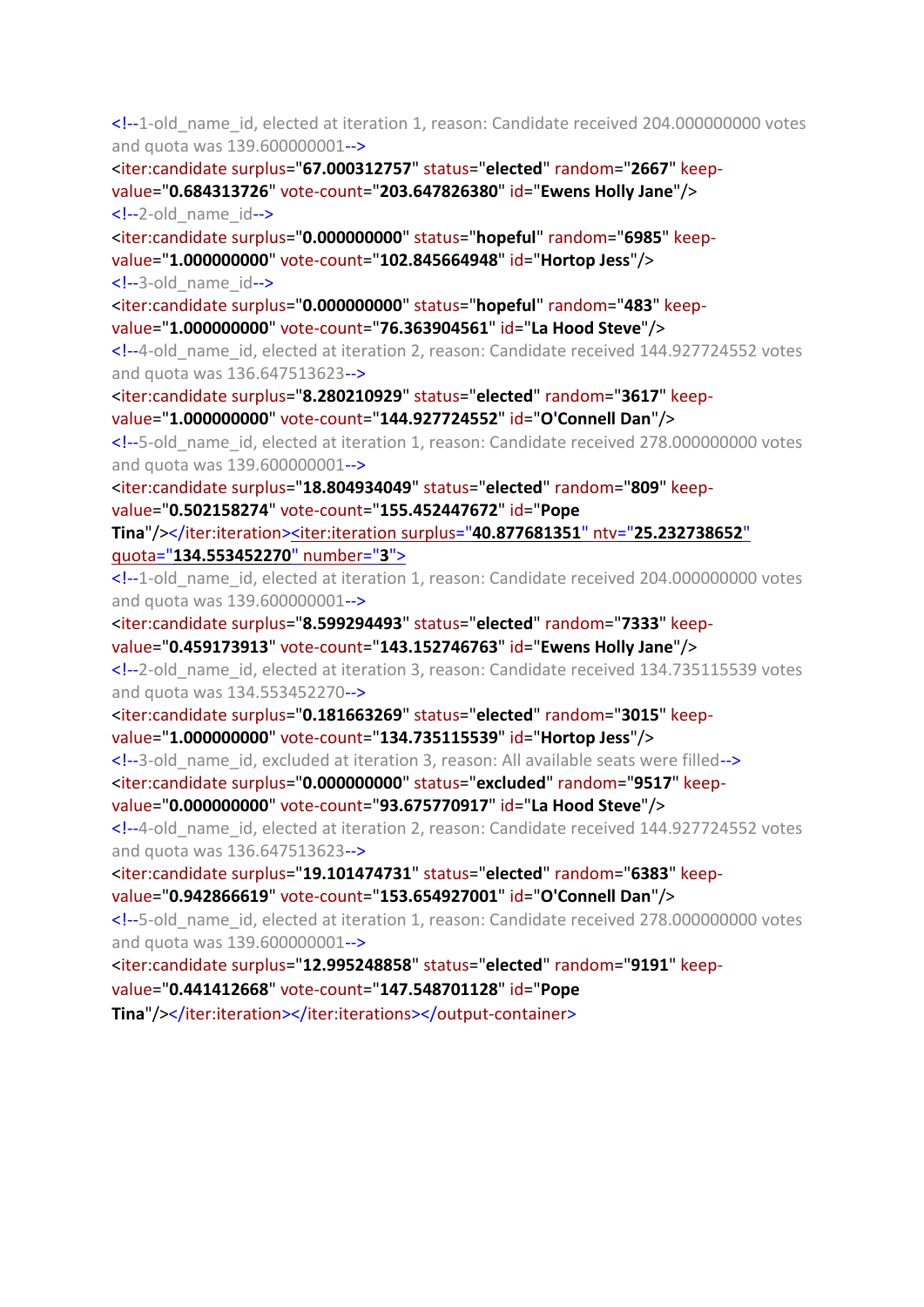```
<!--1-old_name_id, elected at iteration 1, reason: Candidate received 204.000000000 votes and quota was 139.600000001-->
<iter:candidate surplus="67.000312757" status="elected" random="2667" keep-value="0.684313726" vote-count="203.647826380" id="Ewens Holly Jane"/>
<!--2-old_name_id-->
<iter:candidate surplus="0.000000000" status="hopeful" random="6985" keep-value="1.000000000" vote-count="102.845664948" id="Hortop Jess"/>
<!--3-old_name_id-->
<iter:candidate surplus="0.000000000" status="hopeful" random="483" keep-value="1.000000000" vote-count="76.363904561" id="La Hood Steve"/>
<!--4-old_name_id, elected at iteration 2, reason: Candidate received 144.927724552 votes and quota was 136.647513623-->
<iter:candidate surplus="8.280210929" status="elected" random="3617" keep-value="1.000000000" vote-count="144.927724552" id="O'Connell Dan"/>
<!--5-old_name_id, elected at iteration 1, reason: Candidate received 278.000000000 votes and quota was 139.600000001-->
<iter:candidate surplus="18.804934049" status="elected" random="809" keep-value="0.502158274" vote-count="155.452447672" id="Pope Tina"/></iter:iteration><iter:iteration surplus="40.877681351" ntv="25.232738652" quota="134.553452270" number="3">
<!--1-old_name_id, elected at iteration 1, reason: Candidate received 204.000000000 votes and quota was 139.600000001-->
<iter:candidate surplus="8.599294493" status="elected" random="7333" keep-value="0.459173913" vote-count="143.152746763" id="Ewens Holly Jane"/>
<!--2-old_name_id, elected at iteration 3, reason: Candidate received 134.735115539 votes and quota was 134.553452270-->
<iter:candidate surplus="0.181663269" status="elected" random="3015" keep-value="1.000000000" vote-count="134.735115539" id="Hortop Jess"/>
<!--3-old_name_id, excluded at iteration 3, reason: All available seats were filled-->
<iter:candidate surplus="0.000000000" status="excluded" random="9517" keep-value="0.000000000" vote-count="93.675770917" id="La Hood Steve"/>
<!--4-old_name_id, elected at iteration 2, reason: Candidate received 144.927724552 votes and quota was 136.647513623-->
<iter:candidate surplus="19.101474731" status="elected" random="6383" keep-value="0.942866619" vote-count="153.654927001" id="O'Connell Dan"/>
<!--5-old_name_id, elected at iteration 1, reason: Candidate received 278.000000000 votes and quota was 139.600000001-->
<iter:candidate surplus="12.995248858" status="elected" random="9191" keep-value="0.441412668" vote-count="147.548701128" id="Pope Tina"/></iter:iteration></iter:iterations></output-container>
```